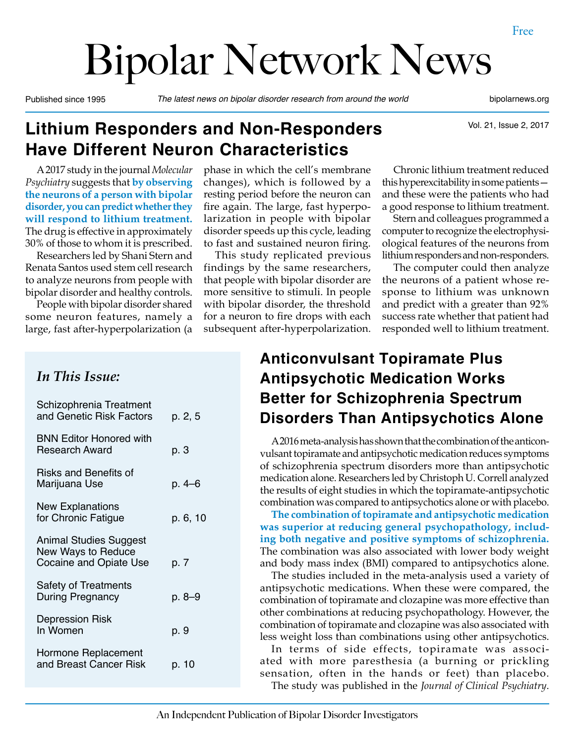Free

# Bipolar Network News

Published since 1995 — *The latest news on bipolar disorder research from around the world* — bipolarnews.org

## Lithium Responders and Non-Responders Have Different Neuron Characteristics

A 2017 study in the journal *Molecular Psychiatry* suggests that **by observing the neurons of a person with bipolar disorder, you can predict whether they will respond to lithium treatment.** The drug is effective in approximately 30% of those to whom it is prescribed.

Researchers led by Shani Stern and Renata Santos used stem cell research to analyze neurons from people with bipolar disorder and healthy controls.

People with bipolar disorder shared some neuron features, namely a large, fast after-hyperpolarization (a phase in which the cell's membrane changes), which is followed by a resting period before the neuron can fire again. The large, fast hyperpolarization in people with bipolar disorder speeds up this cycle, leading to fast and sustained neuron firing.

This study replicated previous findings by the same researchers, that people with bipolar disorder are more sensitive to stimuli. In people with bipolar disorder, the threshold for a neuron to fire drops with each subsequent after-hyperpolarization.

Chronic lithium treatment reduced this hyperexcitability in some patients—and these were the patients who had a good response to lithium treatment.

Stern and colleagues programmed a computer to recognize the electrophysiological features of the neurons from lithium responders and non-responders.

The computer could then analyze the neurons of a patient whose response to lithium was unknown and predict with a greater than 92% success rate whether that patient had responded well to lithium treatment.

### *In This Issue:*

| | |
|---|---|
| Schizophrenia Treatment and Genetic Risk Factors | p. 2, 5 |
| BNN Editor Honored with Research Award | p. 3 |
| Risks and Benefits of Marijuana Use | p. 4–6 |
| New Explanations for Chronic Fatigue | p. 6, 10 |
| Animal Studies Suggest New Ways to Reduce Cocaine and Opiate Use | p. 7 |
| Safety of Treatments During Pregnancy | p. 8–9 |
| Depression Risk In Women | p. 9 |
| Hormone Replacement and Breast Cancer Risk | p. 10 |

## Anticonvulsant Topiramate Plus Antipsychotic Medication Works Better for Schizophrenia Spectrum Disorders Than Antipsychotics Alone

A 2016 meta-analysis has shown that the combination of the anticonvulsant topiramate and antipsychotic medication reduces symptoms of schizophrenia spectrum disorders more than antipsychotic medication alone. Researchers led by Christoph U. Correll analyzed the results of eight studies in which the topiramate-antipsychotic combination was compared to antipsychotics alone or with placebo.

**The combination of topiramate and antipsychotic medication was superior at reducing general psychopathology, including both negative and positive symptoms of schizophrenia.** The combination was also associated with lower body weight and body mass index (BMI) compared to antipsychotics alone.

The studies included in the meta-analysis used a variety of antipsychotic medications. When these were compared, the combination of topiramate and clozapine was more effective than other combinations at reducing psychopathology. However, the combination of topiramate and clozapine was also associated with less weight loss than combinations using other antipsychotics.

In terms of side effects, topiramate was associated with more paresthesia (a burning or prickling sensation, often in the hands or feet) than placebo.

The study was published in the *Journal of Clinical Psychiatry*.

An Independent Publication of Bipolar Disorder Investigators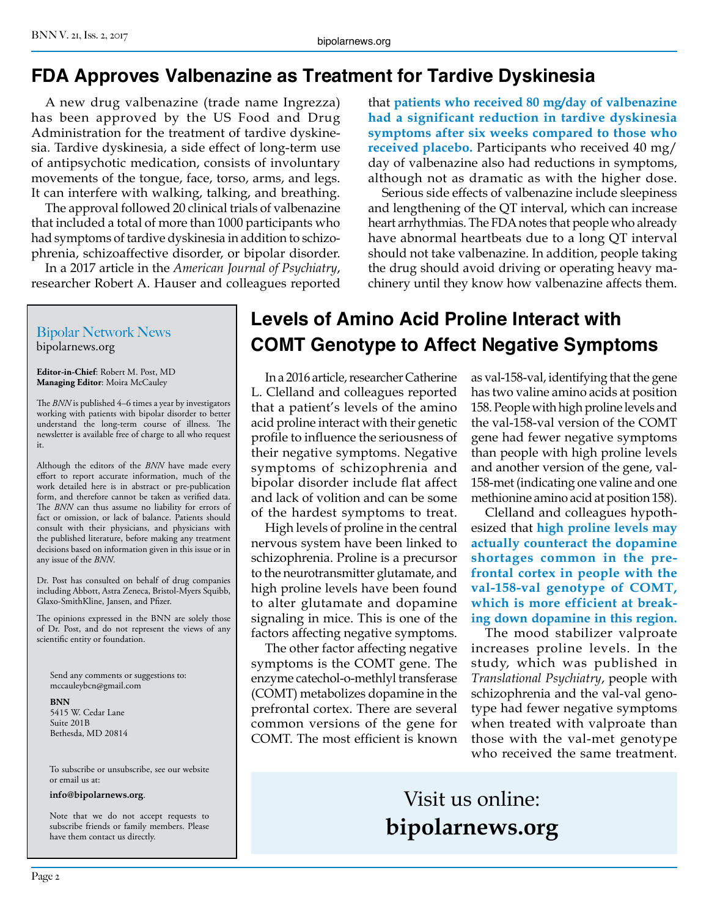## FDA Approves Valbenazine as Treatment for Tardive Dyskinesia

A new drug valbenazine (trade name Ingrezza) has been approved by the US Food and Drug Administration for the treatment of tardive dyskinesia. Tardive dyskinesia, a side effect of long-term use of antipsychotic medication, consists of involuntary movements of the tongue, face, torso, arms, and legs. It can interfere with walking, talking, and breathing.

The approval followed 20 clinical trials of valbenazine that included a total of more than 1000 participants who had symptoms of tardive dyskinesia in addition to schizophrenia, schizoaffective disorder, or bipolar disorder.

In a 2017 article in the *American Journal of Psychiatry*, researcher Robert A. Hauser and colleagues reported that **patients who received 80 mg/day of valbenazine had a significant reduction in tardive dyskinesia symptoms after six weeks compared to those who received placebo.** Participants who received 40 mg/day of valbenazine also had reductions in symptoms, although not as dramatic as with the higher dose.

Serious side effects of valbenazine include sleepiness and lengthening of the QT interval, which can increase heart arrhythmias. The FDA notes that people who already have abnormal heartbeats due to a long QT interval should not take valbenazine. In addition, people taking the drug should avoid driving or operating heavy machinery until they know how valbenazine affects them.

## Levels of Amino Acid Proline Interact with COMT Genotype to Affect Negative Symptoms

In a 2016 article, researcher Catherine L. Clelland and colleagues reported that a patient's levels of the amino acid proline interact with their genetic profile to influence the seriousness of their negative symptoms. Negative symptoms of schizophrenia and bipolar disorder include flat affect and lack of volition and can be some of the hardest symptoms to treat.

High levels of proline in the central nervous system have been linked to schizophrenia. Proline is a precursor to the neurotransmitter glutamate, and high proline levels have been found to alter glutamate and dopamine signaling in mice. This is one of the factors affecting negative symptoms.

The other factor affecting negative symptoms is the COMT gene. The enzyme catechol-o-methlyl transferase (COMT) metabolizes dopamine in the prefrontal cortex. There are several common versions of the gene for COMT. The most efficient is known as val-158-val, identifying that the gene has two valine amino acids at position 158. People with high proline levels and the val-158-val version of the COMT gene had fewer negative symptoms than people with high proline levels and another version of the gene, val-158-met (indicating one valine and one methionine amino acid at position 158).

Clelland and colleagues hypothesized that **high proline levels may actually counteract the dopamine shortages common in the prefrontal cortex in people with the val-158-val genotype of COMT, which is more efficient at breaking down dopamine in this region.**

The mood stabilizer valproate increases proline levels. In the study, which was published in *Translational Psychiatry*, people with schizophrenia and the val-val genotype had fewer negative symptoms when treated with valproate than those with the val-met genotype who received the same treatment.

---

**Bipolar Network News**
bipolarnews.org

**Editor-in-Chief**: Robert M. Post, MD
**Managing Editor**: Moira McCauley

The *BNN* is published 4–6 times a year by investigators working with patients with bipolar disorder to better understand the long-term course of illness. The newsletter is available free of charge to all who request it.

Although the editors of the *BNN* have made every effort to report accurate information, much of the work detailed here is in abstract or pre-publication form, and therefore cannot be taken as verified data. The *BNN* can thus assume no liability for errors of fact or omission, or lack of balance. Patients should consult with their physicians, and physicians with the published literature, before making any treatment decisions based on information given in this issue or in any issue of the *BNN*.

Dr. Post has consulted on behalf of drug companies including Abbott, Astra Zeneca, Bristol-Myers Squibb, Glaxo-SmithKline, Jansen, and Pfizer.

The opinions expressed in the BNN are solely those of Dr. Post, and do not represent the views of any scientific entity or foundation.

Send any comments or suggestions to:
mccauleybcn@gmail.com

**BNN**
5415 W. Cedar Lane
Suite 201B
Bethesda, MD 20814

To subscribe or unsubscribe, see our website or email us at:

**info@bipolarnews.org**.

Note that we do not accept requests to subscribe friends or family members. Please have them contact us directly.

---

Visit us online:
**bipolarnews.org**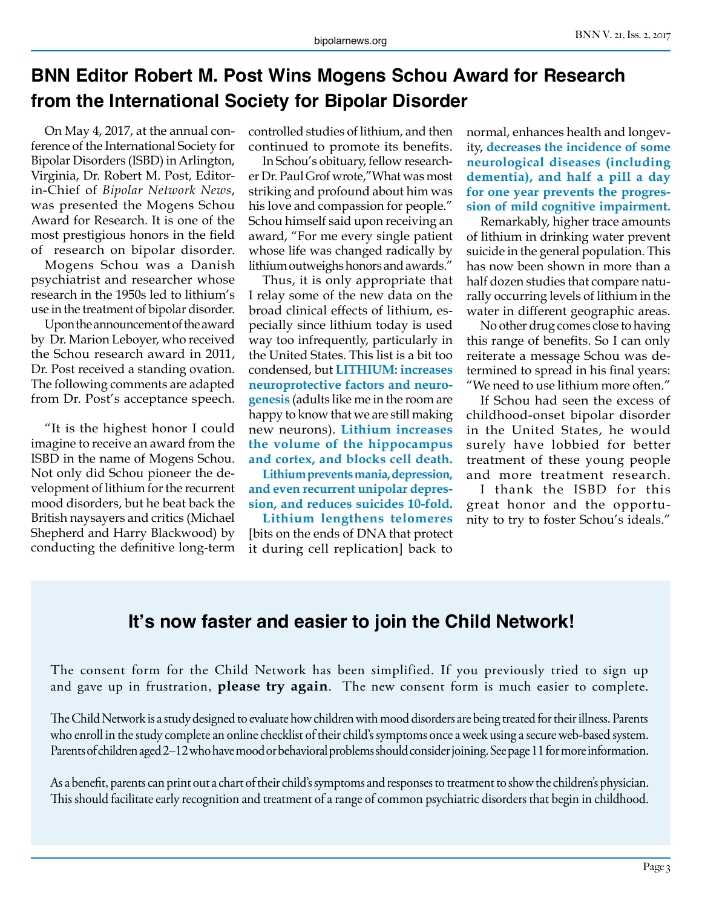# BNN Editor Robert M. Post Wins Mogens Schou Award for Research from the International Society for Bipolar Disorder

On May 4, 2017, at the annual conference of the International Society for Bipolar Disorders (ISBD) in Arlington, Virginia, Dr. Robert M. Post, Editor-in-Chief of *Bipolar Network News*, was presented the Mogens Schou Award for Research. It is one of the most prestigious honors in the field of research on bipolar disorder.

Mogens Schou was a Danish psychiatrist and researcher whose research in the 1950s led to lithium's use in the treatment of bipolar disorder.

Upon the announcement of the award by Dr. Marion Leboyer, who received the Schou research award in 2011, Dr. Post received a standing ovation. The following comments are adapted from Dr. Post's acceptance speech.

"It is the highest honor I could imagine to receive an award from the ISBD in the name of Mogens Schou. Not only did Schou pioneer the development of lithium for the recurrent mood disorders, but he beat back the British naysayers and critics (Michael Shepherd and Harry Blackwood) by conducting the definitive long-term controlled studies of lithium, and then continued to promote its benefits.

In Schou's obituary, fellow researcher Dr. Paul Grof wrote,"What was most striking and profound about him was his love and compassion for people." Schou himself said upon receiving an award, "For me every single patient whose life was changed radically by lithium outweighs honors and awards."

Thus, it is only appropriate that I relay some of the new data on the broad clinical effects of lithium, especially since lithium today is used way too infrequently, particularly in the United States. This list is a bit too condensed, but **LITHIUM: increases neuroprotective factors and neurogenesis** (adults like me in the room are happy to know that we are still making new neurons). **Lithium increases the volume of the hippocampus and cortex, and blocks cell death.**

**Lithium prevents mania, depression, and even recurrent unipolar depression, and reduces suicides 10-fold.**

**Lithium lengthens telomeres** [bits on the ends of DNA that protect it during cell replication] back to normal, enhances health and longevity, **decreases the incidence of some neurological diseases (including dementia), and half a pill a day for one year prevents the progression of mild cognitive impairment.**

Remarkably, higher trace amounts of lithium in drinking water prevent suicide in the general population. This has now been shown in more than a half dozen studies that compare naturally occurring levels of lithium in the water in different geographic areas.

No other drug comes close to having this range of benefits. So I can only reiterate a message Schou was determined to spread in his final years: "We need to use lithium more often."

If Schou had seen the excess of childhood-onset bipolar disorder in the United States, he would surely have lobbied for better treatment of these young people and more treatment research.

I thank the ISBD for this great honor and the opportunity to try to foster Schou's ideals."

## It's now faster and easier to join the Child Network!

The consent form for the Child Network has been simplified. If you previously tried to sign up and gave up in frustration, **please try again**. The new consent form is much easier to complete.

The Child Network is a study designed to evaluate how children with mood disorders are being treated for their illness. Parents who enroll in the study complete an online checklist of their child's symptoms once a week using a secure web-based system. Parents of children aged 2–12 who have mood or behavioral problems should consider joining. See page 11 for more information.

As a benefit, parents can print out a chart of their child's symptoms and responses to treatment to show the children's physician. This should facilitate early recognition and treatment of a range of common psychiatric disorders that begin in childhood.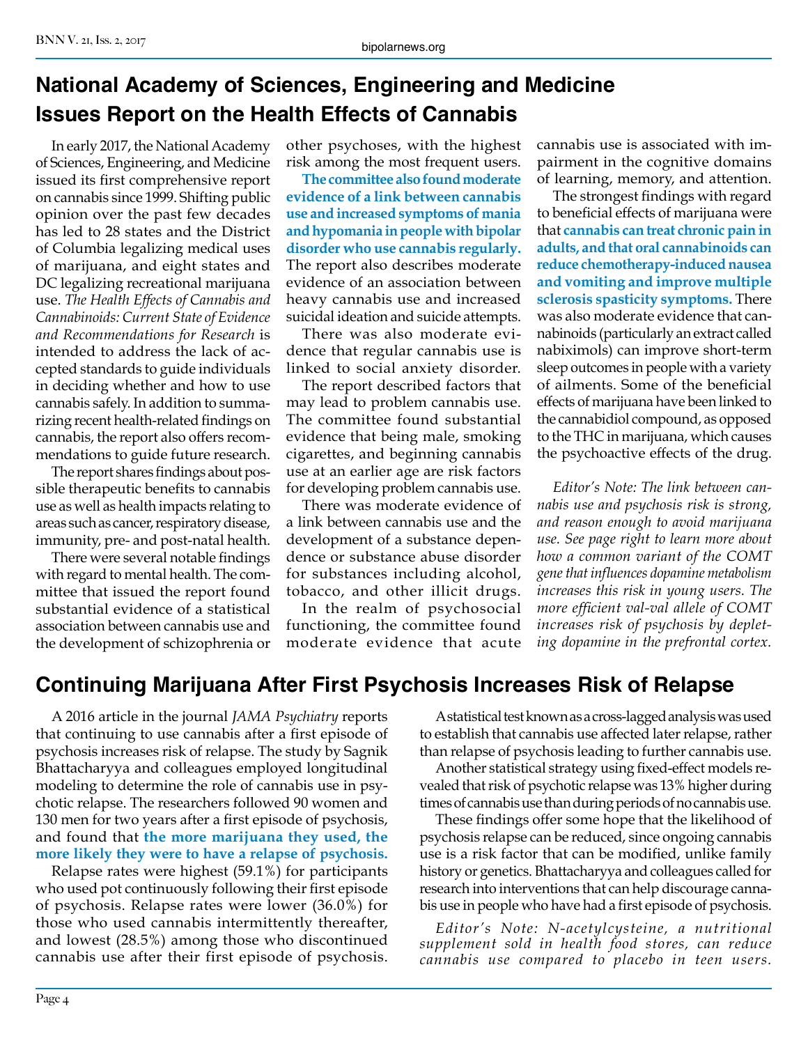# National Academy of Sciences, Engineering and Medicine Issues Report on the Health Effects of Cannabis

In early 2017, the National Academy of Sciences, Engineering, and Medicine issued its first comprehensive report on cannabis since 1999. Shifting public opinion over the past few decades has led to 28 states and the District of Columbia legalizing medical uses of marijuana, and eight states and DC legalizing recreational marijuana use. *The Health Effects of Cannabis and Cannabinoids: Current State of Evidence and Recommendations for Research* is intended to address the lack of accepted standards to guide individuals in deciding whether and how to use cannabis safely. In addition to summarizing recent health-related findings on cannabis, the report also offers recommendations to guide future research.

The report shares findings about possible therapeutic benefits to cannabis use as well as health impacts relating to areas such as cancer, respiratory disease, immunity, pre- and post-natal health.

There were several notable findings with regard to mental health. The committee that issued the report found substantial evidence of a statistical association between cannabis use and the development of schizophrenia or other psychoses, with the highest risk among the most frequent users.

**The committee also found moderate evidence of a link between cannabis use and increased symptoms of mania and hypomania in people with bipolar disorder who use cannabis regularly.** The report also describes moderate evidence of an association between heavy cannabis use and increased suicidal ideation and suicide attempts.

There was also moderate evidence that regular cannabis use is linked to social anxiety disorder.

The report described factors that may lead to problem cannabis use. The committee found substantial evidence that being male, smoking cigarettes, and beginning cannabis use at an earlier age are risk factors for developing problem cannabis use.

There was moderate evidence of a link between cannabis use and the development of a substance dependence or substance abuse disorder for substances including alcohol, tobacco, and other illicit drugs.

In the realm of psychosocial functioning, the committee found moderate evidence that acute cannabis use is associated with impairment in the cognitive domains of learning, memory, and attention.

The strongest findings with regard to beneficial effects of marijuana were that **cannabis can treat chronic pain in adults, and that oral cannabinoids can reduce chemotherapy-induced nausea and vomiting and improve multiple sclerosis spasticity symptoms.** There was also moderate evidence that cannabinoids (particularly an extract called nabiximols) can improve short-term sleep outcomes in people with a variety of ailments. Some of the beneficial effects of marijuana have been linked to the cannabidiol compound, as opposed to the THC in marijuana, which causes the psychoactive effects of the drug.

*Editor's Note: The link between cannabis use and psychosis risk is strong, and reason enough to avoid marijuana use. See page right to learn more about how a common variant of the COMT gene that influences dopamine metabolism increases this risk in young users. The more efficient val-val allele of COMT increases risk of psychosis by depleting dopamine in the prefrontal cortex.*

# Continuing Marijuana After First Psychosis Increases Risk of Relapse

A 2016 article in the journal *JAMA Psychiatry* reports that continuing to use cannabis after a first episode of psychosis increases risk of relapse. The study by Sagnik Bhattacharyya and colleagues employed longitudinal modeling to determine the role of cannabis use in psychotic relapse. The researchers followed 90 women and 130 men for two years after a first episode of psychosis, and found that **the more marijuana they used, the more likely they were to have a relapse of psychosis.**

Relapse rates were highest (59.1%) for participants who used pot continuously following their first episode of psychosis. Relapse rates were lower (36.0%) for those who used cannabis intermittently thereafter, and lowest (28.5%) among those who discontinued cannabis use after their first episode of psychosis.

A statistical test known as a cross-lagged analysis was used to establish that cannabis use affected later relapse, rather than relapse of psychosis leading to further cannabis use.

Another statistical strategy using fixed-effect models revealed that risk of psychotic relapse was 13% higher during times of cannabis use than during periods of no cannabis use.

These findings offer some hope that the likelihood of psychosis relapse can be reduced, since ongoing cannabis use is a risk factor that can be modified, unlike family history or genetics. Bhattacharyya and colleagues called for research into interventions that can help discourage cannabis use in people who have had a first episode of psychosis.

*Editor's Note: N-acetylcysteine, a nutritional supplement sold in health food stores, can reduce cannabis use compared to placebo in teen users.*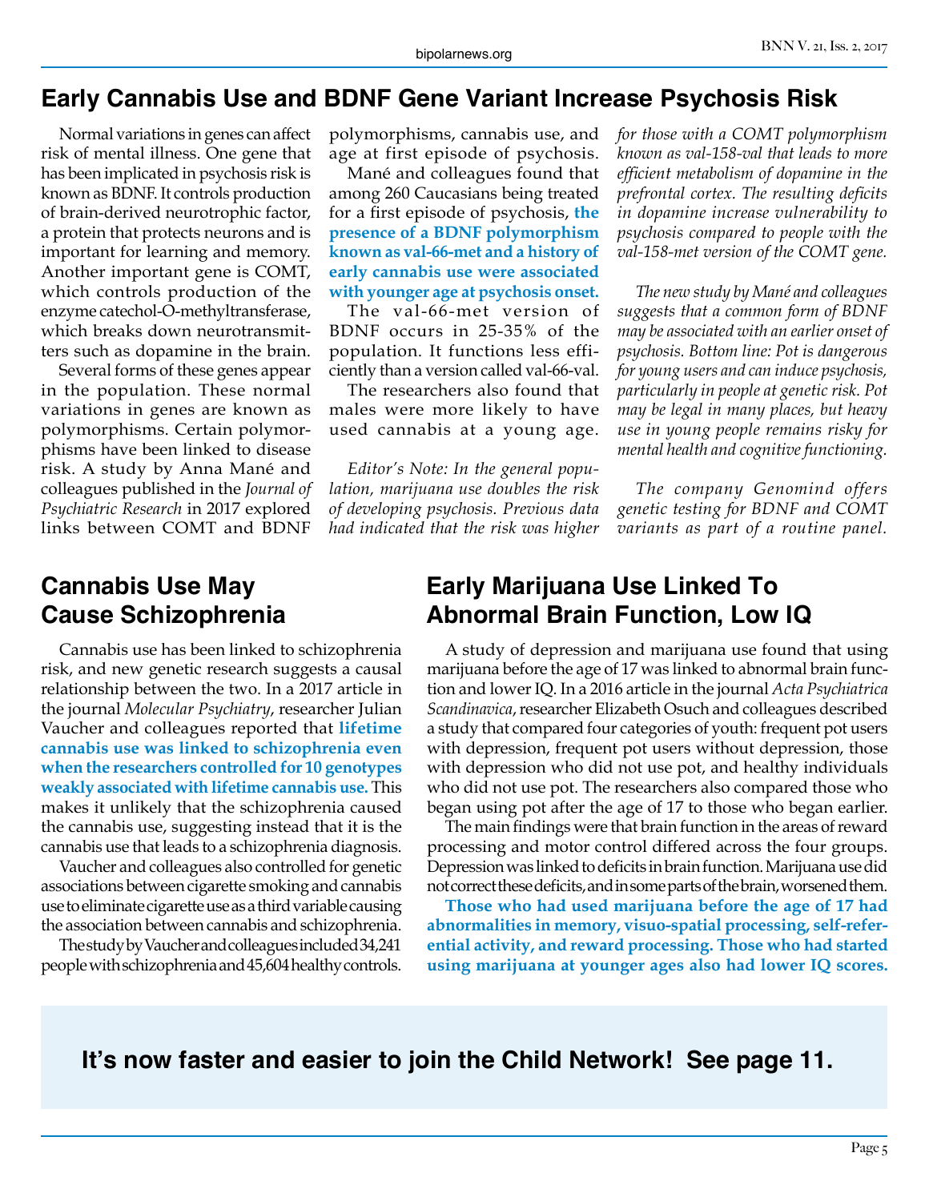## Early Cannabis Use and BDNF Gene Variant Increase Psychosis Risk

Normal variations in genes can affect risk of mental illness. One gene that has been implicated in psychosis risk is known as BDNF. It controls production of brain-derived neurotrophic factor, a protein that protects neurons and is important for learning and memory. Another important gene is COMT, which controls production of the enzyme catechol-O-methyltransferase, which breaks down neurotransmitters such as dopamine in the brain.

Several forms of these genes appear in the population. These normal variations in genes are known as polymorphisms. Certain polymorphisms have been linked to disease risk. A study by Anna Mané and colleagues published in the *Journal of Psychiatric Research* in 2017 explored links between COMT and BDNF polymorphisms, cannabis use, and age at first episode of psychosis.

Mané and colleagues found that among 260 Caucasians being treated for a first episode of psychosis, **the presence of a BDNF polymorphism known as val-66-met and a history of early cannabis use were associated with younger age at psychosis onset.**

The val-66-met version of BDNF occurs in 25-35% of the population. It functions less efficiently than a version called val-66-val.

The researchers also found that males were more likely to have used cannabis at a young age.

*Editor's Note: In the general population, marijuana use doubles the risk of developing psychosis. Previous data had indicated that the risk was higher for those with a COMT polymorphism known as val-158-val that leads to more efficient metabolism of dopamine in the prefrontal cortex. The resulting deficits in dopamine increase vulnerability to psychosis compared to people with the val-158-met version of the COMT gene.*

*The new study by Mané and colleagues suggests that a common form of BDNF may be associated with an earlier onset of psychosis. Bottom line: Pot is dangerous for young users and can induce psychosis, particularly in people at genetic risk. Pot may be legal in many places, but heavy use in young people remains risky for mental health and cognitive functioning.*

*The company Genomind offers genetic testing for BDNF and COMT variants as part of a routine panel.*

## Cannabis Use May Cause Schizophrenia

Cannabis use has been linked to schizophrenia risk, and new genetic research suggests a causal relationship between the two. In a 2017 article in the journal *Molecular Psychiatry*, researcher Julian Vaucher and colleagues reported that **lifetime cannabis use was linked to schizophrenia even when the researchers controlled for 10 genotypes weakly associated with lifetime cannabis use.** This makes it unlikely that the schizophrenia caused the cannabis use, suggesting instead that it is the cannabis use that leads to a schizophrenia diagnosis.

Vaucher and colleagues also controlled for genetic associations between cigarette smoking and cannabis use to eliminate cigarette use as a third variable causing the association between cannabis and schizophrenia.

The study by Vaucher and colleagues included 34,241 people with schizophrenia and 45,604 healthy controls.

## Early Marijuana Use Linked To Abnormal Brain Function, Low IQ

A study of depression and marijuana use found that using marijuana before the age of 17 was linked to abnormal brain function and lower IQ. In a 2016 article in the journal *Acta Psychiatrica Scandinavica*, researcher Elizabeth Osuch and colleagues described a study that compared four categories of youth: frequent pot users with depression, frequent pot users without depression, those with depression who did not use pot, and healthy individuals who did not use pot. The researchers also compared those who began using pot after the age of 17 to those who began earlier.

The main findings were that brain function in the areas of reward processing and motor control differed across the four groups. Depression was linked to deficits in brain function. Marijuana use did not correct these deficits, and in some parts of the brain, worsened them.

**Those who had used marijuana before the age of 17 had abnormalities in memory, visuo-spatial processing, self-referential activity, and reward processing. Those who had started using marijuana at younger ages also had lower IQ scores.**

**It's now faster and easier to join the Child Network! See page 11.**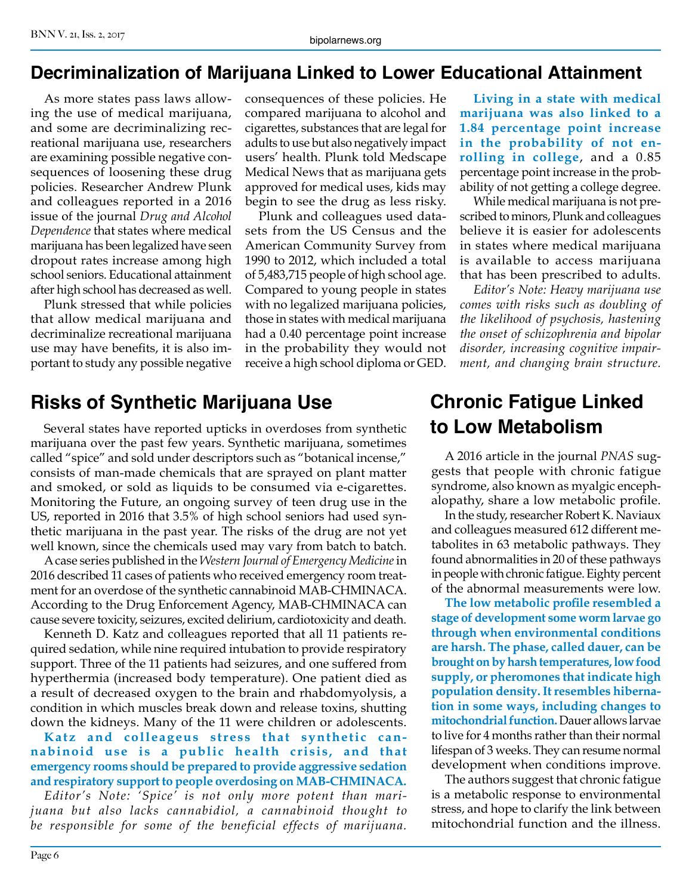## Decriminalization of Marijuana Linked to Lower Educational Attainment

As more states pass laws allowing the use of medical marijuana, and some are decriminalizing recreational marijuana use, researchers are examining possible negative consequences of loosening these drug policies. Researcher Andrew Plunk and colleagues reported in a 2016 issue of the journal *Drug and Alcohol Dependence* that states where medical marijuana has been legalized have seen dropout rates increase among high school seniors. Educational attainment after high school has decreased as well.

Plunk stressed that while policies that allow medical marijuana and decriminalize recreational marijuana use may have benefits, it is also important to study any possible negative consequences of these policies. He compared marijuana to alcohol and cigarettes, substances that are legal for adults to use but also negatively impact users' health. Plunk told Medscape Medical News that as marijuana gets approved for medical uses, kids may begin to see the drug as less risky.

Plunk and colleagues used datasets from the US Census and the American Community Survey from 1990 to 2012, which included a total of 5,483,715 people of high school age. Compared to young people in states with no legalized marijuana policies, those in states with medical marijuana had a 0.40 percentage point increase in the probability they would not receive a high school diploma or GED.

**Living in a state with medical marijuana was also linked to a 1.84 percentage point increase in the probability of not enrolling in college**, and a 0.85 percentage point increase in the probability of not getting a college degree.

While medical marijuana is not prescribed to minors, Plunk and colleagues believe it is easier for adolescents in states where medical marijuana is available to access marijuana that has been prescribed to adults.

*Editor's Note: Heavy marijuana use comes with risks such as doubling of the likelihood of psychosis, hastening the onset of schizophrenia and bipolar disorder, increasing cognitive impairment, and changing brain structure.*

## Risks of Synthetic Marijuana Use

Several states have reported upticks in overdoses from synthetic marijuana over the past few years. Synthetic marijuana, sometimes called "spice" and sold under descriptors such as "botanical incense," consists of man-made chemicals that are sprayed on plant matter and smoked, or sold as liquids to be consumed via e-cigarettes. Monitoring the Future, an ongoing survey of teen drug use in the US, reported in 2016 that 3.5% of high school seniors had used synthetic marijuana in the past year. The risks of the drug are not yet well known, since the chemicals used may vary from batch to batch.

A case series published in the *Western Journal of Emergency Medicine* in 2016 described 11 cases of patients who received emergency room treatment for an overdose of the synthetic cannabinoid MAB-CHMINACA. According to the Drug Enforcement Agency, MAB-CHMINACA can cause severe toxicity, seizures, excited delirium, cardiotoxicity and death.

Kenneth D. Katz and colleagues reported that all 11 patients required sedation, while nine required intubation to provide respiratory support. Three of the 11 patients had seizures, and one suffered from hyperthermia (increased body temperature). One patient died as a result of decreased oxygen to the brain and rhabdomyolysis, a condition in which muscles break down and release toxins, shutting down the kidneys. Many of the 11 were children or adolescents.

**Katz and colleageus stress that synthetic cannabinoid use is a public health crisis, and that emergency rooms should be prepared to provide aggressive sedation and respiratory support to people overdosing on MAB-CHMINACA.**

*Editor's Note: 'Spice' is not only more potent than marijuana but also lacks cannabidiol, a cannabinoid thought to be responsible for some of the beneficial effects of marijuana.*

## Chronic Fatigue Linked to Low Metabolism

A 2016 article in the journal *PNAS* suggests that people with chronic fatigue syndrome, also known as myalgic encephalopathy, share a low metabolic profile.

In the study, researcher Robert K. Naviaux and colleagues measured 612 different metabolites in 63 metabolic pathways. They found abnormalities in 20 of these pathways in people with chronic fatigue. Eighty percent of the abnormal measurements were low.

**The low metabolic profile resembled a stage of development some worm larvae go through when environmental conditions are harsh. The phase, called dauer, can be brought on by harsh temperatures, low food supply, or pheromones that indicate high population density. It resembles hibernation in some ways, including changes to mitochondrial function.** Dauer allows larvae to live for 4 months rather than their normal lifespan of 3 weeks. They can resume normal development when conditions improve.

The authors suggest that chronic fatigue is a metabolic response to environmental stress, and hope to clarify the link between mitochondrial function and the illness.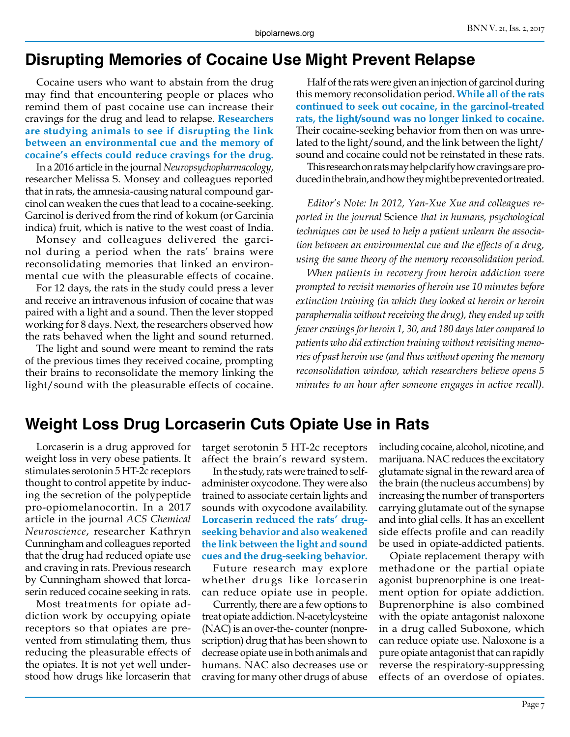# Disrupting Memories of Cocaine Use Might Prevent Relapse

Cocaine users who want to abstain from the drug may find that encountering people or places who remind them of past cocaine use can increase their cravings for the drug and lead to relapse. **Researchers are studying animals to see if disrupting the link between an environmental cue and the memory of cocaine's effects could reduce cravings for the drug.**

In a 2016 article in the journal *Neuropsychopharmacology*, researcher Melissa S. Monsey and colleagues reported that in rats, the amnesia-causing natural compound garcinol can weaken the cues that lead to a cocaine-seeking. Garcinol is derived from the rind of kokum (or Garcinia indica) fruit, which is native to the west coast of India.

Monsey and colleagues delivered the garcinol during a period when the rats' brains were reconsolidating memories that linked an environmental cue with the pleasurable effects of cocaine.

For 12 days, the rats in the study could press a lever and receive an intravenous infusion of cocaine that was paired with a light and a sound. Then the lever stopped working for 8 days. Next, the researchers observed how the rats behaved when the light and sound returned.

The light and sound were meant to remind the rats of the previous times they received cocaine, prompting their brains to reconsolidate the memory linking the light/sound with the pleasurable effects of cocaine.

Half of the rats were given an injection of garcinol during this memory reconsolidation period. **While all of the rats continued to seek out cocaine, in the garcinol-treated rats, the light/sound was no longer linked to cocaine.** Their cocaine-seeking behavior from then on was unrelated to the light/sound, and the link between the light/sound and cocaine could not be reinstated in these rats.

This research on rats may help clarify how cravings are produced in the brain, and how they might be prevented or treated.

*Editor's Note: In 2012, Yan-Xue Xue and colleagues reported in the journal* Science *that in humans, psychological techniques can be used to help a patient unlearn the association between an environmental cue and the effects of a drug, using the same theory of the memory reconsolidation period.*

*When patients in recovery from heroin addiction were prompted to revisit memories of heroin use 10 minutes before extinction training (in which they looked at heroin or heroin paraphernalia without receiving the drug), they ended up with fewer cravings for heroin 1, 30, and 180 days later compared to patients who did extinction training without revisiting memories of past heroin use (and thus without opening the memory reconsolidation window, which researchers believe opens 5 minutes to an hour after someone engages in active recall).*

# Weight Loss Drug Lorcaserin Cuts Opiate Use in Rats

Lorcaserin is a drug approved for weight loss in very obese patients. It stimulates serotonin 5 HT-2c receptors thought to control appetite by inducing the secretion of the polypeptide pro-opiomelanocortin. In a 2017 article in the journal *ACS Chemical Neuroscience*, researcher Kathryn Cunningham and colleagues reported that the drug had reduced opiate use and craving in rats. Previous research by Cunningham showed that lorcaserin reduced cocaine seeking in rats.

Most treatments for opiate addiction work by occupying opiate receptors so that opiates are prevented from stimulating them, thus reducing the pleasurable effects of the opiates. It is not yet well understood how drugs like lorcaserin that target serotonin 5 HT-2c receptors affect the brain's reward system.

In the study, rats were trained to self-administer oxycodone. They were also trained to associate certain lights and sounds with oxycodone availability. **Lorcaserin reduced the rats' drug-seeking behavior and also weakened the link between the light and sound cues and the drug-seeking behavior.**

Future research may explore whether drugs like lorcaserin can reduce opiate use in people.

Currently, there are a few options to treat opiate addiction. N-acetylcysteine (NAC) is an over-the- counter (nonprescription) drug that has been shown to decrease opiate use in both animals and humans. NAC also decreases use or craving for many other drugs of abuse including cocaine, alcohol, nicotine, and marijuana. NAC reduces the excitatory glutamate signal in the reward area of the brain (the nucleus accumbens) by increasing the number of transporters carrying glutamate out of the synapse and into glial cells. It has an excellent side effects profile and can readily be used in opiate-addicted patients.

Opiate replacement therapy with methadone or the partial opiate agonist buprenorphine is one treatment option for opiate addiction. Buprenorphine is also combined with the opiate antagonist naloxone in a drug called Suboxone, which can reduce opiate use. Naloxone is a pure opiate antagonist that can rapidly reverse the respiratory-suppressing effects of an overdose of opiates.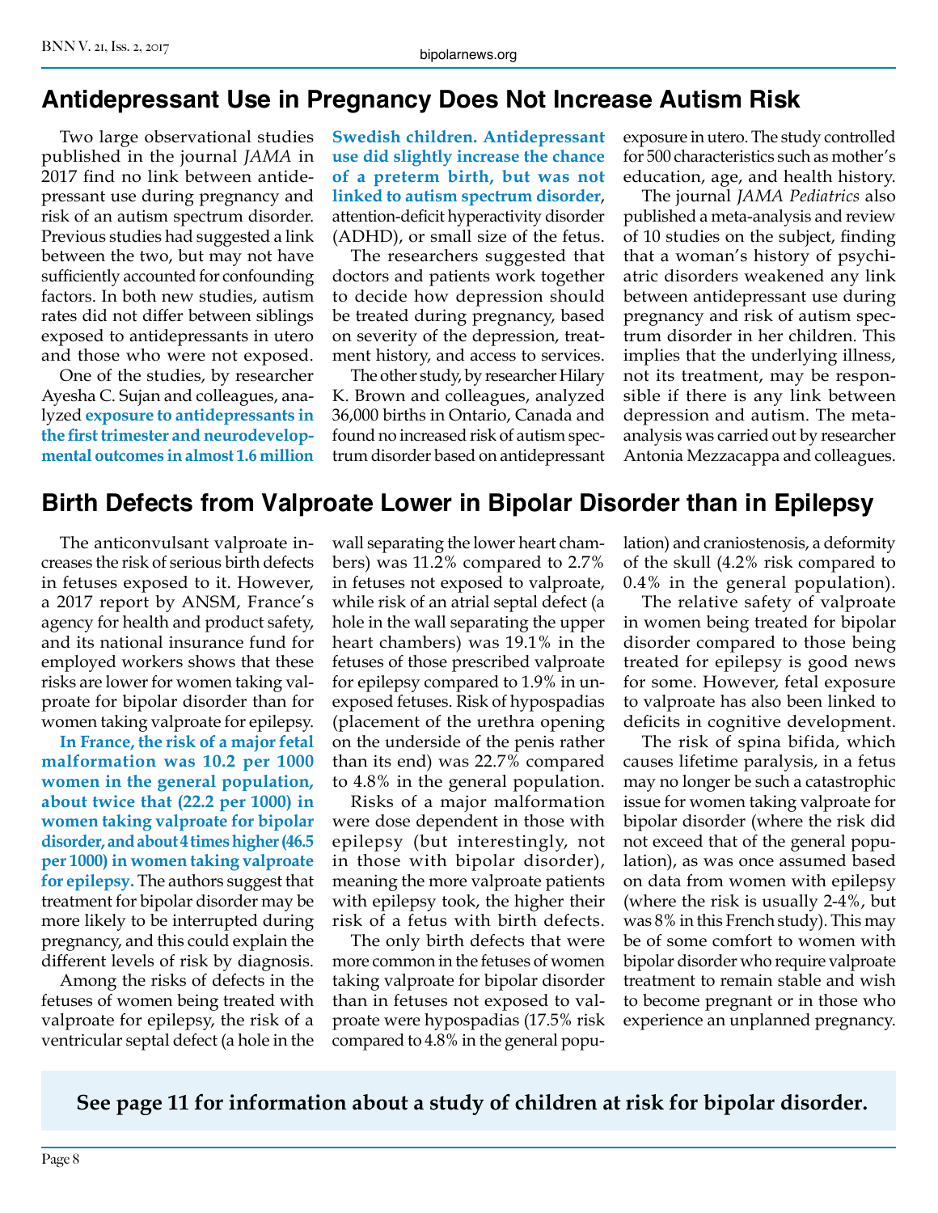## Antidepressant Use in Pregnancy Does Not Increase Autism Risk

Two large observational studies published in the journal *JAMA* in 2017 find no link between antidepressant use during pregnancy and risk of an autism spectrum disorder. Previous studies had suggested a link between the two, but may not have sufficiently accounted for confounding factors. In both new studies, autism rates did not differ between siblings exposed to antidepressants in utero and those who were not exposed.

One of the studies, by researcher Ayesha C. Sujan and colleagues, analyzed **exposure to antidepressants in the first trimester and neurodevelopmental outcomes in almost 1.6 million Swedish children. Antidepressant use did slightly increase the chance of a preterm birth, but was not linked to autism spectrum disorder**, attention-deficit hyperactivity disorder (ADHD), or small size of the fetus.

The researchers suggested that doctors and patients work together to decide how depression should be treated during pregnancy, based on severity of the depression, treatment history, and access to services.

The other study, by researcher Hilary K. Brown and colleagues, analyzed 36,000 births in Ontario, Canada and found no increased risk of autism spectrum disorder based on antidepressant exposure in utero. The study controlled for 500 characteristics such as mother's education, age, and health history.

The journal *JAMA Pediatrics* also published a meta-analysis and review of 10 studies on the subject, finding that a woman's history of psychiatric disorders weakened any link between antidepressant use during pregnancy and risk of autism spectrum disorder in her children. This implies that the underlying illness, not its treatment, may be responsible if there is any link between depression and autism. The meta-analysis was carried out by researcher Antonia Mezzacappa and colleagues.

## Birth Defects from Valproate Lower in Bipolar Disorder than in Epilepsy

The anticonvulsant valproate increases the risk of serious birth defects in fetuses exposed to it. However, a 2017 report by ANSM, France's agency for health and product safety, and its national insurance fund for employed workers shows that these risks are lower for women taking valproate for bipolar disorder than for women taking valproate for epilepsy.

**In France, the risk of a major fetal malformation was 10.2 per 1000 women in the general population, about twice that (22.2 per 1000) in women taking valproate for bipolar disorder, and about 4 times higher (46.5 per 1000) in women taking valproate for epilepsy.** The authors suggest that treatment for bipolar disorder may be more likely to be interrupted during pregnancy, and this could explain the different levels of risk by diagnosis.

Among the risks of defects in the fetuses of women being treated with valproate for epilepsy, the risk of a ventricular septal defect (a hole in the wall separating the lower heart chambers) was 11.2% compared to 2.7% in fetuses not exposed to valproate, while risk of an atrial septal defect (a hole in the wall separating the upper heart chambers) was 19.1% in the fetuses of those prescribed valproate for epilepsy compared to 1.9% in unexposed fetuses. Risk of hypospadias (placement of the urethra opening on the underside of the penis rather than its end) was 22.7% compared to 4.8% in the general population.

Risks of a major malformation were dose dependent in those with epilepsy (but interestingly, not in those with bipolar disorder), meaning the more valproate patients with epilepsy took, the higher their risk of a fetus with birth defects.

The only birth defects that were more common in the fetuses of women taking valproate for bipolar disorder than in fetuses not exposed to valproate were hypospadias (17.5% risk compared to 4.8% in the general population) and craniostenosis, a deformity of the skull (4.2% risk compared to 0.4% in the general population).

The relative safety of valproate in women being treated for bipolar disorder compared to those being treated for epilepsy is good news for some. However, fetal exposure to valproate has also been linked to deficits in cognitive development.

The risk of spina bifida, which causes lifetime paralysis, in a fetus may no longer be such a catastrophic issue for women taking valproate for bipolar disorder (where the risk did not exceed that of the general population), as was once assumed based on data from women with epilepsy (where the risk is usually 2-4%, but was 8% in this French study). This may be of some comfort to women with bipolar disorder who require valproate treatment to remain stable and wish to become pregnant or in those who experience an unplanned pregnancy.

**See page 11 for information about a study of children at risk for bipolar disorder.**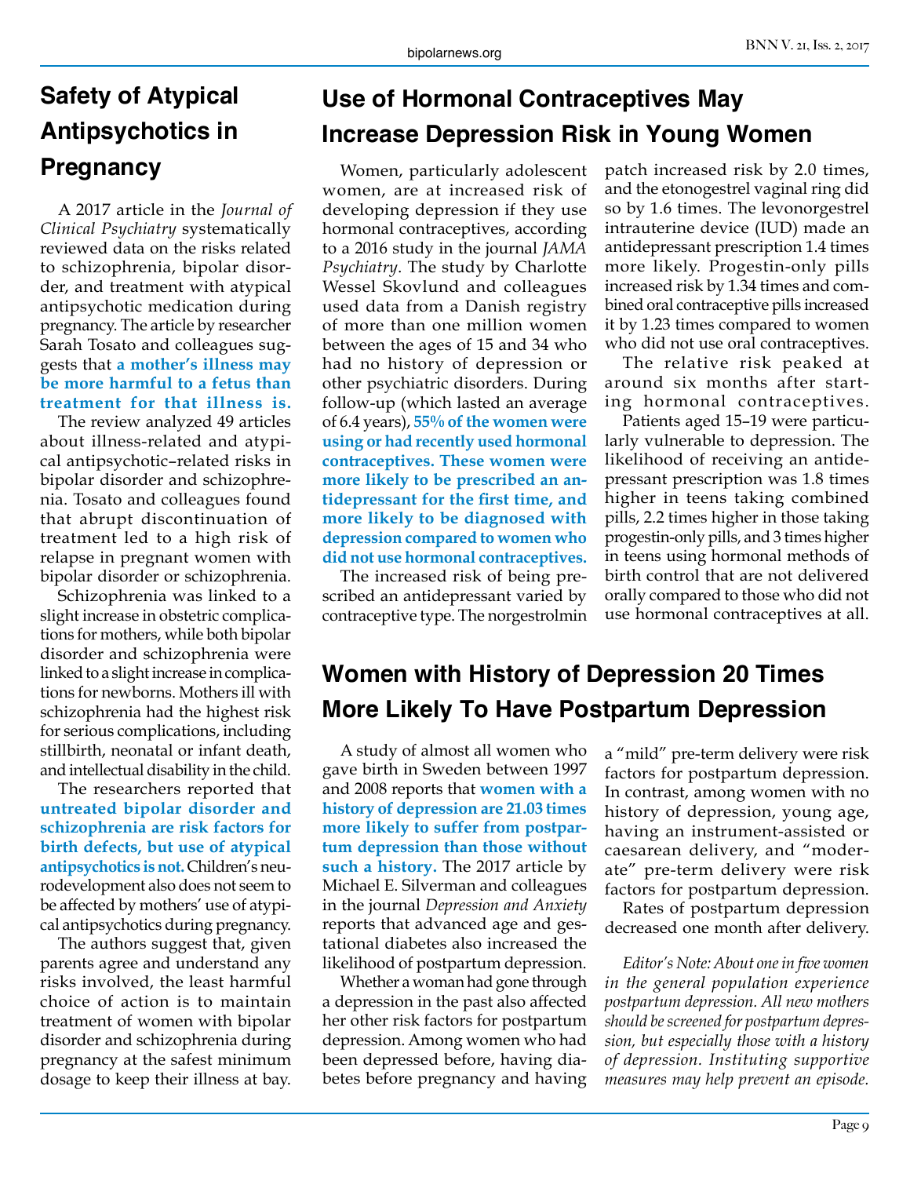## Safety of Atypical Antipsychotics in Pregnancy

A 2017 article in the *Journal of Clinical Psychiatry* systematically reviewed data on the risks related to schizophrenia, bipolar disorder, and treatment with atypical antipsychotic medication during pregnancy. The article by researcher Sarah Tosato and colleagues suggests that **a mother's illness may be more harmful to a fetus than treatment for that illness is.**

The review analyzed 49 articles about illness-related and atypical antipsychotic–related risks in bipolar disorder and schizophrenia. Tosato and colleagues found that abrupt discontinuation of treatment led to a high risk of relapse in pregnant women with bipolar disorder or schizophrenia.

Schizophrenia was linked to a slight increase in obstetric complications for mothers, while both bipolar disorder and schizophrenia were linked to a slight increase in complications for newborns. Mothers ill with schizophrenia had the highest risk for serious complications, including stillbirth, neonatal or infant death, and intellectual disability in the child.

The researchers reported that **untreated bipolar disorder and schizophrenia are risk factors for birth defects, but use of atypical antipsychotics is not.** Children's neurodevelopment also does not seem to be affected by mothers' use of atypical antipsychotics during pregnancy.

The authors suggest that, given parents agree and understand any risks involved, the least harmful choice of action is to maintain treatment of women with bipolar disorder and schizophrenia during pregnancy at the safest minimum dosage to keep their illness at bay.

## Use of Hormonal Contraceptives May Increase Depression Risk in Young Women

Women, particularly adolescent women, are at increased risk of developing depression if they use hormonal contraceptives, according to a 2016 study in the journal *JAMA Psychiatry*. The study by Charlotte Wessel Skovlund and colleagues used data from a Danish registry of more than one million women between the ages of 15 and 34 who had no history of depression or other psychiatric disorders. During follow-up (which lasted an average of 6.4 years), **55% of the women were using or had recently used hormonal contraceptives. These women were more likely to be prescribed an antidepressant for the first time, and more likely to be diagnosed with depression compared to women who did not use hormonal contraceptives.**

The increased risk of being prescribed an antidepressant varied by contraceptive type. The norgestrolmin patch increased risk by 2.0 times, and the etonogestrel vaginal ring did so by 1.6 times. The levonorgestrel intrauterine device (IUD) made an antidepressant prescription 1.4 times more likely. Progestin-only pills increased risk by 1.34 times and combined oral contraceptive pills increased it by 1.23 times compared to women who did not use oral contraceptives.

The relative risk peaked at around six months after starting hormonal contraceptives.

Patients aged 15–19 were particularly vulnerable to depression. The likelihood of receiving an antidepressant prescription was 1.8 times higher in teens taking combined pills, 2.2 times higher in those taking progestin-only pills, and 3 times higher in teens using hormonal methods of birth control that are not delivered orally compared to those who did not use hormonal contraceptives at all.

## Women with History of Depression 20 Times More Likely To Have Postpartum Depression

A study of almost all women who gave birth in Sweden between 1997 and 2008 reports that **women with a history of depression are 21.03 times more likely to suffer from postpartum depression than those without such a history.** The 2017 article by Michael E. Silverman and colleagues in the journal *Depression and Anxiety* reports that advanced age and gestational diabetes also increased the likelihood of postpartum depression.

Whether a woman had gone through a depression in the past also affected her other risk factors for postpartum depression. Among women who had been depressed before, having diabetes before pregnancy and having a "mild" pre-term delivery were risk factors for postpartum depression. In contrast, among women with no history of depression, young age, having an instrument-assisted or caesarean delivery, and "moderate" pre-term delivery were risk factors for postpartum depression.

Rates of postpartum depression decreased one month after delivery.

*Editor's Note: About one in five women in the general population experience postpartum depression. All new mothers should be screened for postpartum depression, but especially those with a history of depression. Instituting supportive measures may help prevent an episode.*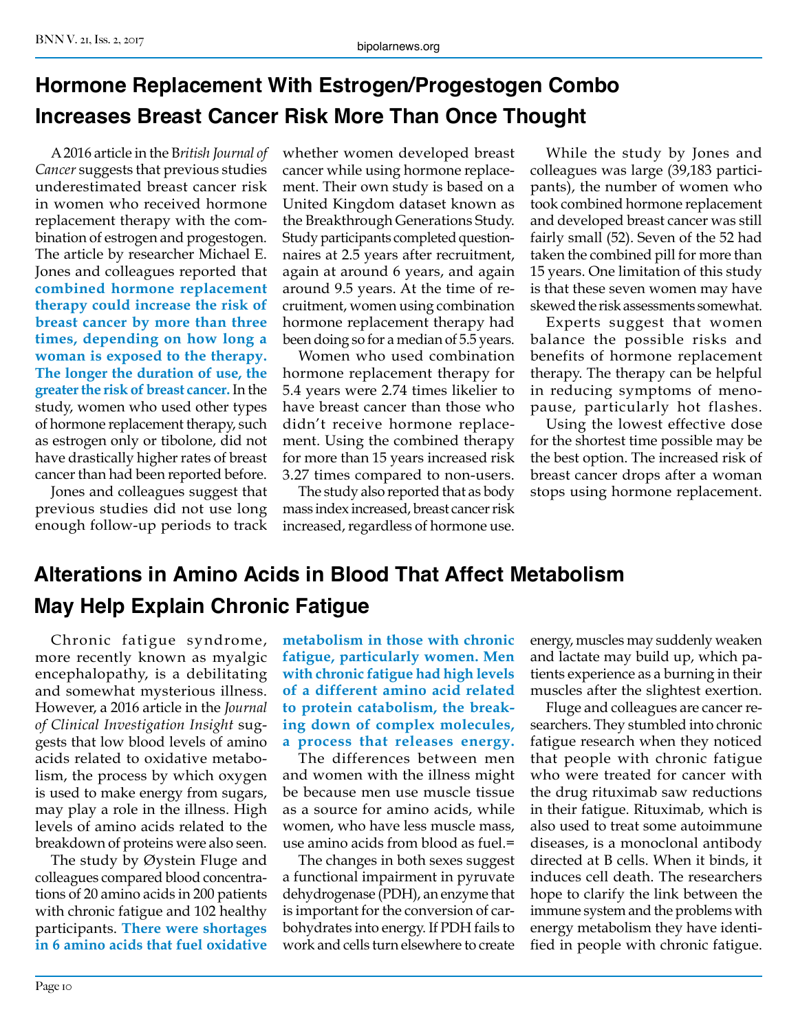# Hormone Replacement With Estrogen/Progestogen Combo Increases Breast Cancer Risk More Than Once Thought

A 2016 article in the *British Journal of Cancer* suggests that previous studies underestimated breast cancer risk in women who received hormone replacement therapy with the combination of estrogen and progestogen. The article by researcher Michael E. Jones and colleagues reported that **combined hormone replacement therapy could increase the risk of breast cancer by more than three times, depending on how long a woman is exposed to the therapy. The longer the duration of use, the greater the risk of breast cancer.** In the study, women who used other types of hormone replacement therapy, such as estrogen only or tibolone, did not have drastically higher rates of breast cancer than had been reported before.

Jones and colleagues suggest that previous studies did not use long enough follow-up periods to track whether women developed breast cancer while using hormone replacement. Their own study is based on a United Kingdom dataset known as the Breakthrough Generations Study. Study participants completed questionnaires at 2.5 years after recruitment, again at around 6 years, and again around 9.5 years. At the time of recruitment, women using combination hormone replacement therapy had been doing so for a median of 5.5 years.

Women who used combination hormone replacement therapy for 5.4 years were 2.74 times likelier to have breast cancer than those who didn't receive hormone replacement. Using the combined therapy for more than 15 years increased risk 3.27 times compared to non-users.

The study also reported that as body mass index increased, breast cancer risk increased, regardless of hormone use.

While the study by Jones and colleagues was large (39,183 participants), the number of women who took combined hormone replacement and developed breast cancer was still fairly small (52). Seven of the 52 had taken the combined pill for more than 15 years. One limitation of this study is that these seven women may have skewed the risk assessments somewhat.

Experts suggest that women balance the possible risks and benefits of hormone replacement therapy. The therapy can be helpful in reducing symptoms of menopause, particularly hot flashes.

Using the lowest effective dose for the shortest time possible may be the best option. The increased risk of breast cancer drops after a woman stops using hormone replacement.

# Alterations in Amino Acids in Blood That Affect Metabolism May Help Explain Chronic Fatigue

Chronic fatigue syndrome, more recently known as myalgic encephalopathy, is a debilitating and somewhat mysterious illness. However, a 2016 article in the *Journal of Clinical Investigation Insight* suggests that low blood levels of amino acids related to oxidative metabolism, the process by which oxygen is used to make energy from sugars, may play a role in the illness. High levels of amino acids related to the breakdown of proteins were also seen.

The study by Øystein Fluge and colleagues compared blood concentrations of 20 amino acids in 200 patients with chronic fatigue and 102 healthy participants. **There were shortages in 6 amino acids that fuel oxidative metabolism in those with chronic fatigue, particularly women. Men with chronic fatigue had high levels of a different amino acid related to protein catabolism, the breaking down of complex molecules, a process that releases energy.**

The differences between men and women with the illness might be because men use muscle tissue as a source for amino acids, while women, who have less muscle mass, use amino acids from blood as fuel.=

The changes in both sexes suggest a functional impairment in pyruvate dehydrogenase (PDH), an enzyme that is important for the conversion of carbohydrates into energy. If PDH fails to work and cells turn elsewhere to create energy, muscles may suddenly weaken and lactate may build up, which patients experience as a burning in their muscles after the slightest exertion.

Fluge and colleagues are cancer researchers. They stumbled into chronic fatigue research when they noticed that people with chronic fatigue who were treated for cancer with the drug rituximab saw reductions in their fatigue. Rituximab, which is also used to treat some autoimmune diseases, is a monoclonal antibody directed at B cells. When it binds, it induces cell death. The researchers hope to clarify the link between the immune system and the problems with energy metabolism they have identified in people with chronic fatigue.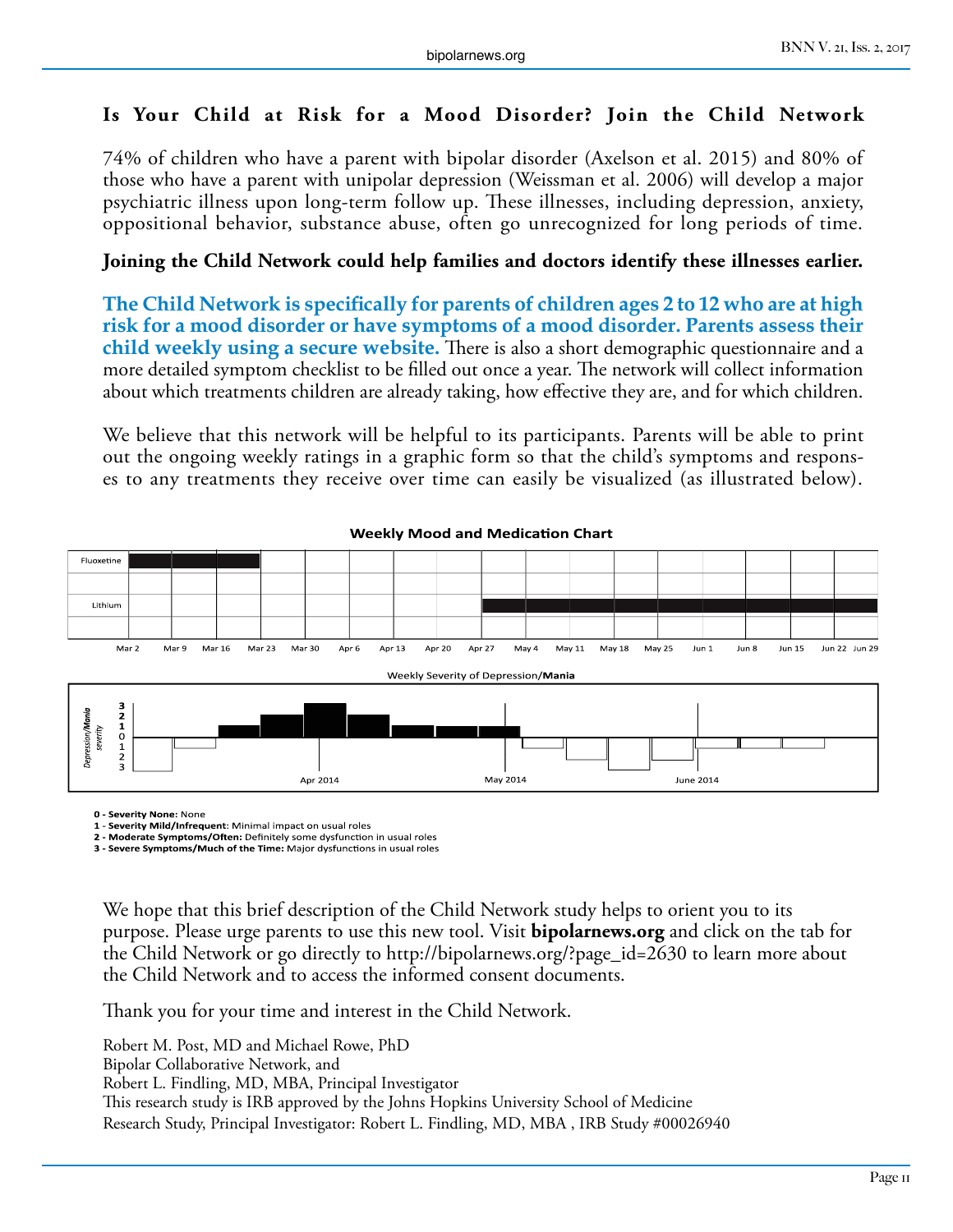## Is Your Child at Risk for a Mood Disorder? Join the Child Network

74% of children who have a parent with bipolar disorder (Axelson et al. 2015) and 80% of those who have a parent with unipolar depression (Weissman et al. 2006) will develop a major psychiatric illness upon long-term follow up. These illnesses, including depression, anxiety, oppositional behavior, substance abuse, often go unrecognized for long periods of time.

**Joining the Child Network could help families and doctors identify these illnesses earlier.**

**The Child Network is specifically for parents of children ages 2 to 12 who are at high risk for a mood disorder or have symptoms of a mood disorder. Parents assess their child weekly using a secure website.** There is also a short demographic questionnaire and a more detailed symptom checklist to be filled out once a year. The network will collect information about which treatments children are already taking, how effective they are, and for which children.

We believe that this network will be helpful to its participants. Parents will be able to print out the ongoing weekly ratings in a graphic form so that the child's symptoms and responses to any treatments they receive over time can easily be visualized (as illustrated below).

**Weekly Mood and Medication Chart**

Fluoxetine: Mar 2 – Mar 23
Lithium: Apr 27 – Jun 29

Mar 2, Mar 9, Mar 16, Mar 23, Mar 30, Apr 6, Apr 13, Apr 20, Apr 27, May 4, May 11, May 18, May 25, Jun 1, Jun 8, Jun 15, Jun 22, Jun 29

Weekly Severity of Depression/**Mania**

*Depression/**Mania** severity*: 3, 2, 1, 0, 1, 2, 3

Apr 2014 — May 2014 — June 2014

**0 - Severity None:** None
**1 - Severity Mild/Infrequent**: Minimal impact on usual roles
**2 - Moderate Symptoms/Often:** Definitely some dysfunction in usual roles
**3 - Severe Symptoms/Much of the Time:** Major dysfunctions in usual roles

We hope that this brief description of the Child Network study helps to orient you to its purpose. Please urge parents to use this new tool. Visit **bipolarnews.org** and click on the tab for the Child Network or go directly to http://bipolarnews.org/?page_id=2630 to learn more about the Child Network and to access the informed consent documents.

Thank you for your time and interest in the Child Network.

Robert M. Post, MD and Michael Rowe, PhD
Bipolar Collaborative Network, and
Robert L. Findling, MD, MBA, Principal Investigator
This research study is IRB approved by the Johns Hopkins University School of Medicine
Research Study, Principal Investigator: Robert L. Findling, MD, MBA , IRB Study #00026940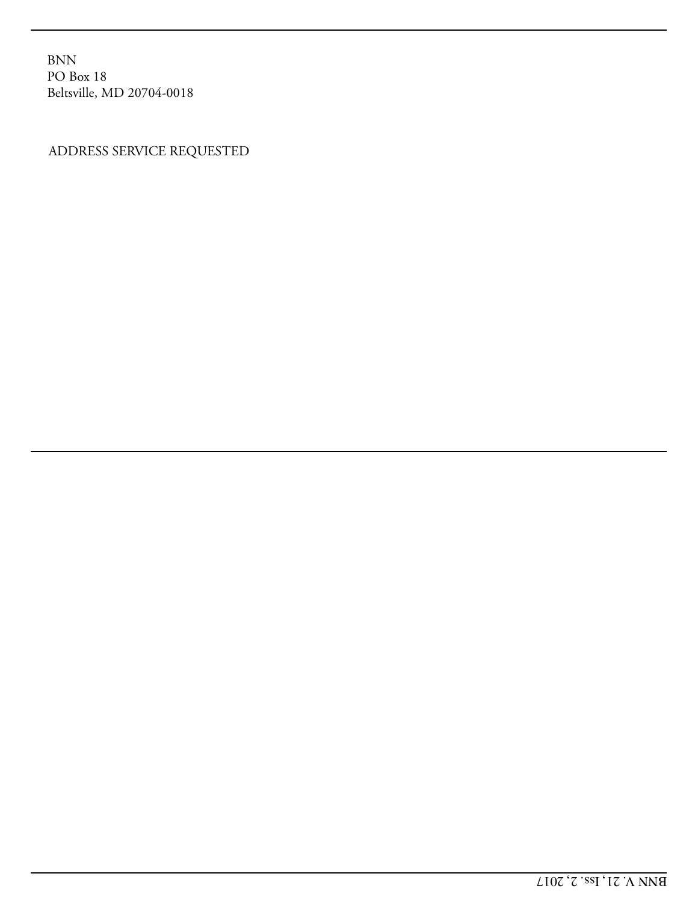BNN
PO Box 18
Beltsville, MD 20704-0018

ADDRESS SERVICE REQUESTED